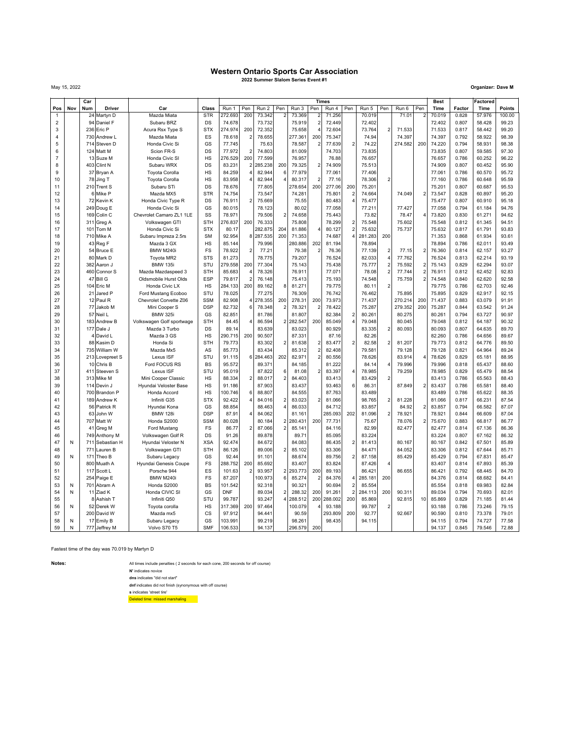# Western Ontario Sports Car Association

**2022 Summer Slalom Series Event #1**

May 15, 2022

**Organizer: Dave M**

| Pos | Nov | Car Num | Driver | Car | Class | Times | | | | | | | | | | | | Best Time | Factor | Factored Time | Points |
|---|---|---|---|---|---|---|---|---|---|---|---|---|---|---|---|---|---|---|---|---|---|
| | | | | | | Run 1 | Pen | Run 2 | Pen | Run 3 | Pen | Run 4 | Pen | Run 5 | Pen | Run 6 | Pen | | | | |
| 1 | | 24 | Martyn D | Mazda Miata | STR | 272.693 | 200 | 73.342 | 2 | 73.369 | 2 | 71.256 | | 70.019 | | 71.01 | 2 | 70.019 | 0.828 | 57.976 | 100.00 |
| 2 | | 94 | Daniel F | Subaru BRZ | DS | 74.678 | | 73.732 | | 75.919 | 2 | 72.449 | | 72.402 | | | | 72.402 | 0.807 | 58.428 | 99.23 |
| 3 | | 236 | Eric P | Acura Rsx Type S | STX | 274.974 | 200 | 72.352 | | 75.658 | 4 | 72.604 | | 73.764 | 2 | 71.533 | | 71.533 | 0.817 | 58.442 | 99.20 |
| 4 | | 730 | Andrew L | Mazda Miata | ES | 78.618 | 2 | 78.655 | | 277.361 | 200 | 75.347 | | 74.94 | | 74.397 | | 74.397 | 0.792 | 58.922 | 98.39 |
| 5 | | 714 | Steven D | Honda Civic Si | GS | 77.745 | | 75.63 | | 78.587 | 2 | 77.639 | 2 | 74.22 | | 274.582 | 200 | 74.220 | 0.794 | 58.931 | 98.38 |
| 6 | | 124 | Matt M | Scion FR-S | DS | 77.972 | 2 | 74.803 | | 81.009 | | 74.703 | | 73.835 | | | | 73.835 | 0.807 | 59.585 | 97.30 |
| 7 | | 13 | Suze M | Honda Civic SI | HS | 276.529 | 200 | 77.599 | | 76.957 | | 76.88 | | 76.657 | | | | 76.657 | 0.786 | 60.252 | 96.22 |
| 8 | | 403 | Clint N | Subaru WRX | DS | 83.231 | 2 | 285.238 | 200 | 79.325 | 2 | 74.909 | | 75.513 | | | | 74.909 | 0.807 | 60.452 | 95.90 |
| 9 | | 37 | Bryan A | Toyota Corolla | HS | 84.259 | 4 | 82.944 | 6 | 77.979 | | 77.061 | | 77.406 | | | | 77.061 | 0.786 | 60.570 | 95.72 |
| 10 | | 78 | Jing T | Toyota Corolla | HS | 83.958 | 4 | 82.944 | 4 | 80.317 | 2 | 77.16 | | 78.306 | 2 | | | 77.160 | 0.786 | 60.648 | 95.59 |
| 11 | | 210 | Trent S | Subaru STi | DS | 78.676 | | 77.805 | | 278.654 | 200 | 277.06 | 200 | 75.201 | | | | 75.201 | 0.807 | 60.687 | 95.53 |
| 12 | | 6 | Mike P | Mazda MX5 | STR | 74.754 | | 73.547 | | 74.281 | | 75.801 | 2 | 74.664 | | 74.049 | 2 | 73.547 | 0.828 | 60.897 | 95.20 |
| 13 | | 72 | Kevin K | Honda Civic Type R | DS | 76.911 | 2 | 75.669 | | 75.55 | | 80.483 | 4 | 75.477 | | | | 75.477 | 0.807 | 60.910 | 95.18 |
| 14 | | 249 | Doug E | Honda Civic Si | GS | 80.015 | | 78.123 | | 80.02 | | 77.058 | | 77.211 | | 77.427 | | 77.058 | 0.794 | 61.184 | 94.76 |
| 15 | | 169 | Colin C | Chevrolet Camaro ZL1 1LE | SS | 78.971 | | 79.506 | 2 | 74.658 | | 75.443 | | 73.82 | | 78.47 | 4 | 73.820 | 0.830 | 61.271 | 94.62 |
| 16 | | 311 | Greg A | Volkswagen GTI | STH | 276.837 | 200 | 76.333 | | 75.808 | | 78.299 | 2 | 75.548 | | 75.602 | | 75.548 | 0.812 | 61.345 | 94.51 |
| 17 | | 101 | Tom M | Honda Civic Si | STX | 80.17 | | 282.875 | 204 | 81.886 | 4 | 80.127 | 2 | 75.632 | | 75.737 | | 75.632 | 0.817 | 61.791 | 93.83 |
| 18 | | 710 | Mike A | Subaru Impreza 2.5rs | SM | 92.954 | 8 | 287.535 | 200 | 71.353 | | 74.687 | 4 | 281.283 | 200 | | | 71.353 | 0.868 | 61.934 | 93.61 |
| 19 | | 43 | Reg F | Mazda 3 GX | HS | 85.144 | | 79.996 | | 280.886 | 202 | 81.194 | | 78.894 | | | | 78.894 | 0.786 | 62.011 | 93.49 |
| 20 | | 54 | Bruce E | BMW M240i | FS | 78.922 | 2 | 77.21 | | 79.38 | 2 | 76.36 | | 77.139 | 2 | 77.15 | 2 | 76.360 | 0.814 | 62.157 | 93.27 |
| 21 | | 80 | Mark D | Toyota MR2 | STS | 81.273 | | 78.775 | | 79.207 | | 76.524 | | 82.033 | 4 | 77.762 | | 76.524 | 0.813 | 62.214 | 93.19 |
| 22 | | 382 | Aaron J | BMW 135i | STU | 279.558 | 200 | 77.304 | | 75.143 | | 75.438 | | 75.777 | 2 | 75.592 | 2 | 75.143 | 0.829 | 62.294 | 93.07 |
| 23 | | 460 | Connor S | Mazda Mazdaspeed 3 | STH | 85.683 | 4 | 78.326 | | 76.911 | | 77.071 | | 78.08 | 2 | 77.744 | 2 | 76.911 | 0.812 | 62.452 | 92.83 |
| 24 | | 47 | Bill G | Oldsmobile Hurst Olds | ESP | 79.817 | 2 | 76.148 | | 75.413 | | 75.193 | | 74.548 | | 75.759 | 2 | 74.548 | 0.840 | 62.620 | 92.58 |
| 25 | | 104 | Eric M | Honda Civic LX | HS | 284.133 | 200 | 89.162 | 8 | 81.271 | | 79.775 | | 80.11 | 2 | | | 79.775 | 0.786 | 62.703 | 92.46 |
| 26 | | 21 | Jared P | Ford Mustang Ecoboo | STU | 78.025 | | 77.275 | | 76.309 | | 76.742 | | 76.462 | | 75.895 | | 75.895 | 0.829 | 62.917 | 92.15 |
| 27 | | 12 | Paul R | Chevrolet Corvette Z06 | SSM | 82.908 | 4 | 278.355 | 200 | 278.31 | 200 | 73.973 | | 71.437 | | 270.214 | 200 | 71.437 | 0.883 | 63.079 | 91.91 |
| 28 | | 77 | Jakob M | Mini Cooper S | DSP | 82.732 | 6 | 78.348 | 2 | 78.321 | 2 | 78.422 | | 75.287 | | 279.352 | 200 | 75.287 | 0.844 | 63.542 | 91.24 |
| 29 | | 57 | Neil L | BMW 325i | GS | 82.851 | | 81.786 | | 81.807 | | 82.384 | 2 | 80.261 | | 80.275 | | 80.261 | 0.794 | 63.727 | 90.97 |
| 30 | | 183 | Andrew B | Volkswagen Golf sportwage | STH | 84.45 | 4 | 86.594 | 2 | 282.547 | 200 | 85.049 | 4 | 79.048 | | 80.045 | | 79.048 | 0.812 | 64.187 | 90.32 |
| 31 | | 177 | Dale J | Mazda 3 Turbo | DS | 89.14 | | 83.639 | | 83.023 | | 80.929 | | 83.335 | 2 | 80.093 | | 80.093 | 0.807 | 64.635 | 89.70 |
| 32 | | 4 | David L | Mazda 3 GS | HS | 290.715 | 200 | 90.507 | | 87.331 | | 87.16 | | 82.26 | | | | 82.260 | 0.786 | 64.656 | 89.67 |
| 33 | | 88 | Kasim D | Honda Si | STH | 79.773 | | 83.302 | 2 | 81.638 | 2 | 83.477 | 2 | 82.58 | 2 | 81.207 | | 79.773 | 0.812 | 64.776 | 89.50 |
| 34 | | 735 | William W | Mazda Mx5 | AS | 85.773 | | 83.434 | | 85.312 | 2 | 82.408 | | 79.581 | | 79.128 | | 79.128 | 0.821 | 64.964 | 89.24 |
| 35 | | 213 | Lovepreet S | Lexus ISF | STU | 91.115 | 6 | 284.463 | 202 | 82.971 | 2 | 80.556 | | 78.626 | | 83.914 | 4 | 78.626 | 0.829 | 65.181 | 88.95 |
| 36 | | 10 | Chris B | Ford FOCUS RS | BS | 95.572 | | 89.371 | | 84.185 | | 81.222 | | 84.14 | 4 | 79.996 | | 79.996 | 0.818 | 65.437 | 88.60 |
| 37 | | 411 | Steeven S | Lexus ISF | STU | 95.019 | | 87.822 | 6 | 81.08 | 2 | 83.397 | 4 | 78.985 | | 79.259 | | 78.985 | 0.829 | 65.479 | 88.54 |
| 38 | | 313 | Mike M | Mini Cooper Classic | HS | 88.334 | 2 | 88.017 | 2 | 84.403 | | 83.413 | | 83.429 | 2 | | | 83.413 | 0.786 | 65.563 | 88.43 |
| 39 | | 114 | Devin J | Hyundai Veloster Base | HS | 91.186 | | 87.903 | | 83.437 | | 93.463 | 6 | 86.31 | | 87.849 | 2 | 83.437 | 0.786 | 65.581 | 88.40 |
| 40 | | 700 | Brandon P | Honda Accord | HS | 100.746 | 6 | 88.807 | | 84.555 | | 87.763 | | 83.489 | | | | 83.489 | 0.786 | 65.622 | 88.35 |
| 41 | | 189 | Andrew K | Infiniti G35 | STX | 92.422 | 4 | 84.016 | 2 | 83.023 | 2 | 81.066 | | 98.765 | 2 | 81.228 | | 81.066 | 0.817 | 66.231 | 87.54 |
| 42 | | 56 | Patrick R | Hyundai Kona | GS | 88.854 | | 88.463 | 4 | 86.033 | | 84.712 | | 83.857 | | 84.92 | 2 | 83.857 | 0.794 | 66.582 | 87.07 |
| 43 | | 63 | John W | BMW 128i | DSP | 87.91 | 4 | 84.062 | | 81.161 | | 285.093 | 202 | 81.096 | 2 | 78.921 | | 78.921 | 0.844 | 66.609 | 87.04 |
| 44 | | 707 | Matt W | Honda S2000 | SSM | 80.028 | | 80.184 | 2 | 280.431 | 200 | 77.731 | | 75.67 | | 78.076 | 2 | 75.670 | 0.883 | 66.817 | 86.77 |
| 45 | | 41 | Greg M | Ford Mustang | FS | 86.77 | 2 | 87.066 | 2 | 85.141 | | 84.116 | | 82.99 | | 82.477 | | 82.477 | 0.814 | 67.136 | 86.36 |
| 46 | | 749 | Anthony M | Volkswagen Golf R | DS | 91.26 | | 89.878 | | 89.71 | | 85.095 | | 83.224 | | | | 83.224 | 0.807 | 67.162 | 86.32 |
| 47 | N | 711 | Sebastian H | Hyundai Veloster N | XSA | 92.474 | | 84.672 | | 84.083 | | 86.435 | 2 | 81.413 | | 80.167 | | 80.167 | 0.842 | 67.501 | 85.89 |
| 48 | | 771 | Lauren B | Volkswagen GTI | STH | 86.126 | | 89.006 | 2 | 85.102 | | 83.306 | | 84.471 | | 84.052 | | 83.306 | 0.812 | 67.644 | 85.71 |
| 49 | N | 171 | Theo B | Subaru Legacy | GS | 92.44 | | 91.101 | | 88.674 | | 89.756 | 2 | 87.158 | | 85.429 | | 85.429 | 0.794 | 67.831 | 85.47 |
| 50 | | 800 | Muath A | Hyundai Genesis Coupe | FS | 288.752 | 200 | 85.692 | | 83.407 | | 83.824 | | 87.426 | 4 | | | 83.407 | 0.814 | 67.893 | 85.39 |
| 51 | | 117 | Scott L | Porsche 944 | ES | 101.63 | 2 | 93.957 | 2 | 293.773 | 200 | 89.193 | | 86.421 | | 86.655 | | 86.421 | 0.792 | 68.445 | 84.70 |
| 52 | | 254 | Paige E | BMW M240i | FS | 87.207 | | 100.973 | 6 | 85.274 | 2 | 84.376 | 4 | 285.181 | 200 | | | 84.376 | 0.814 | 68.682 | 84.41 |
| 53 | N | 701 | Abram A | Honda S2000 | BS | 101.542 | | 92.318 | | 90.321 | | 90.694 | 2 | 85.554 | | | | 85.554 | 0.818 | 69.983 | 82.84 |
| 54 | N | 11 | Ziad K | Honda CIVIC SI | GS | DNF | | 89.034 | 2 | 288.32 | 200 | 91.261 | 2 | 284.113 | 200 | 90.311 | | 89.034 | 0.794 | 70.693 | 82.01 |
| 55 | | 8 | Ashish T | Infiniti Q50 | STU | 99.787 | | 93.247 | 4 | 288.512 | 200 | 288.002 | 200 | 85.869 | | 92.815 | 10 | 85.869 | 0.829 | 71.185 | 81.44 |
| 56 | N | 52 | Derek W | Toyota corolla | HS | 317.369 | 200 | 97.464 | | 100.079 | 4 | 93.188 | | 99.787 | 2 | | | 93.188 | 0.786 | 73.246 | 79.15 |
| 57 | | 200 | David W | Mazda mx5 | CS | 97.912 | | 94.441 | | 90.59 | | 293.809 | 200 | 92.77 | | 92.667 | | 90.590 | 0.810 | 73.378 | 79.01 |
| 58 | N | 17 | Emily B | Subaru Legacy | GS | 103.991 | | 99.219 | | 98.261 | | 98.435 | | 94.115 | | | | 94.115 | 0.794 | 74.727 | 77.58 |
| 59 | N | 777 | Jeffrey M | Volvo S70 T5 | SMF | 106.533 | | 94.137 | | 296.579 | 200 | | | | | | | 94.137 | 0.845 | 79.546 | 72.88 |

Fastest time of the day was 70.019 by Martyn D

**Notes:**

All times include penalties ( 2 seconds for each cone, 200 seconds for off course)

**N'** indicates novice

**dns** indicates "did not start"

**dnf** indicates did not finish (synonymous with off course)

**s** indicates 'street tire'

Deleted time: missed marshaling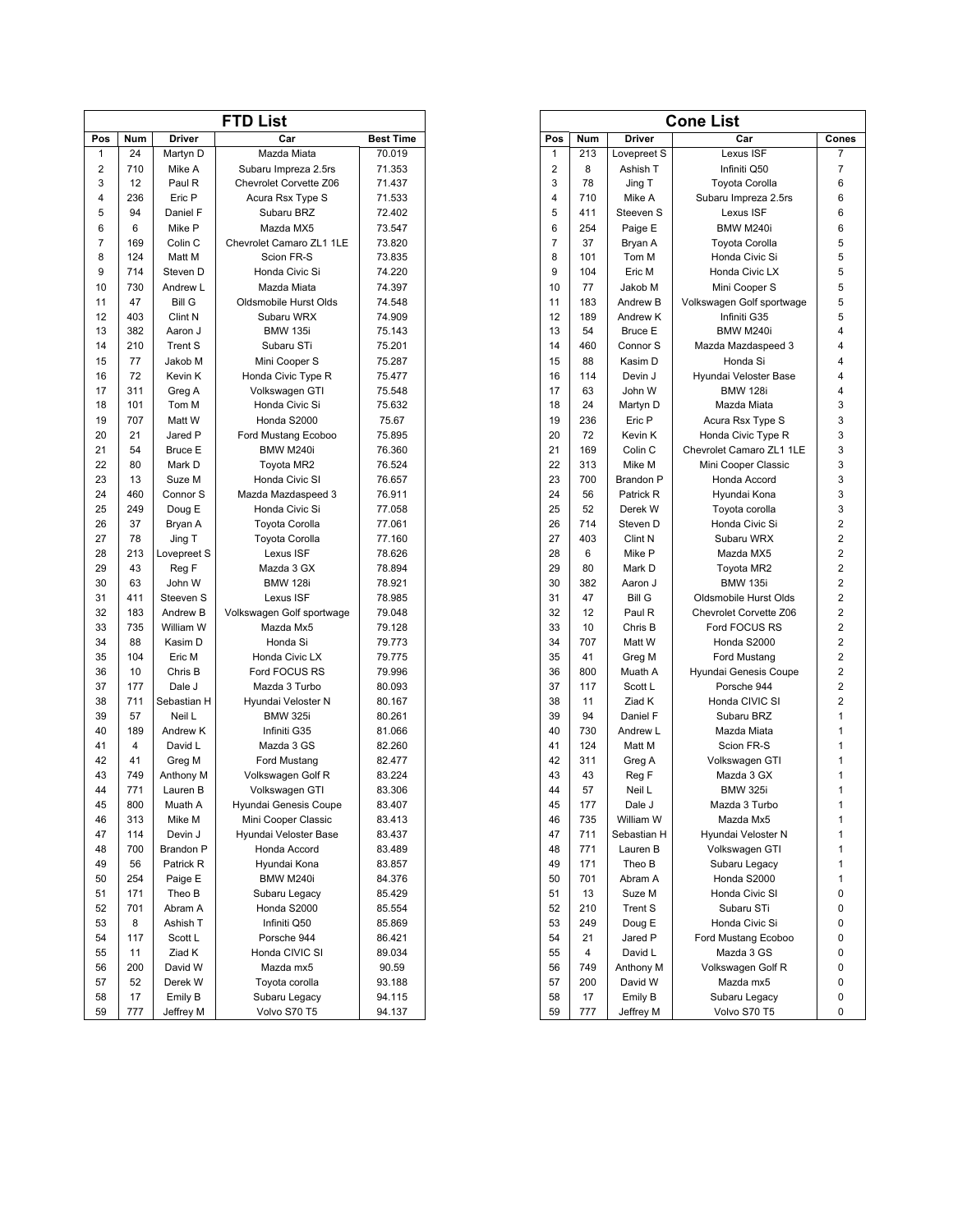## FTD List

| Pos | Num | Driver | Car | Best Time |
|---|---|---|---|---|
| 1 | 24 | Martyn D | Mazda Miata | 70.019 |
| 2 | 710 | Mike A | Subaru Impreza 2.5rs | 71.353 |
| 3 | 12 | Paul R | Chevrolet Corvette Z06 | 71.437 |
| 4 | 236 | Eric P | Acura Rsx Type S | 71.533 |
| 5 | 94 | Daniel F | Subaru BRZ | 72.402 |
| 6 | 6 | Mike P | Mazda MX5 | 73.547 |
| 7 | 169 | Colin C | Chevrolet Camaro ZL1 1LE | 73.820 |
| 8 | 124 | Matt M | Scion FR-S | 73.835 |
| 9 | 714 | Steven D | Honda Civic Si | 74.220 |
| 10 | 730 | Andrew L | Mazda Miata | 74.397 |
| 11 | 47 | Bill G | Oldsmobile Hurst Olds | 74.548 |
| 12 | 403 | Clint N | Subaru WRX | 74.909 |
| 13 | 382 | Aaron J | BMW 135i | 75.143 |
| 14 | 210 | Trent S | Subaru STi | 75.201 |
| 15 | 77 | Jakob M | Mini Cooper S | 75.287 |
| 16 | 72 | Kevin K | Honda Civic Type R | 75.477 |
| 17 | 311 | Greg A | Volkswagen GTI | 75.548 |
| 18 | 101 | Tom M | Honda Civic Si | 75.632 |
| 19 | 707 | Matt W | Honda S2000 | 75.67 |
| 20 | 21 | Jared P | Ford Mustang Ecoboo | 75.895 |
| 21 | 54 | Bruce E | BMW M240i | 76.360 |
| 22 | 80 | Mark D | Toyota MR2 | 76.524 |
| 23 | 13 | Suze M | Honda Civic SI | 76.657 |
| 24 | 460 | Connor S | Mazda Mazdaspeed 3 | 76.911 |
| 25 | 249 | Doug E | Honda Civic Si | 77.058 |
| 26 | 37 | Bryan A | Toyota Corolla | 77.061 |
| 27 | 78 | Jing T | Toyota Corolla | 77.160 |
| 28 | 213 | Lovepreet S | Lexus ISF | 78.626 |
| 29 | 43 | Reg F | Mazda 3 GX | 78.894 |
| 30 | 63 | John W | BMW 128i | 78.921 |
| 31 | 411 | Steeven S | Lexus ISF | 78.985 |
| 32 | 183 | Andrew B | Volkswagen Golf sportwage | 79.048 |
| 33 | 735 | William W | Mazda Mx5 | 79.128 |
| 34 | 88 | Kasim D | Honda Si | 79.773 |
| 35 | 104 | Eric M | Honda Civic LX | 79.775 |
| 36 | 10 | Chris B | Ford FOCUS RS | 79.996 |
| 37 | 177 | Dale J | Mazda 3 Turbo | 80.093 |
| 38 | 711 | Sebastian H | Hyundai Veloster N | 80.167 |
| 39 | 57 | Neil L | BMW 325i | 80.261 |
| 40 | 189 | Andrew K | Infiniti G35 | 81.066 |
| 41 | 4 | David L | Mazda 3 GS | 82.260 |
| 42 | 41 | Greg M | Ford Mustang | 82.477 |
| 43 | 749 | Anthony M | Volkswagen Golf R | 83.224 |
| 44 | 771 | Lauren B | Volkswagen GTI | 83.306 |
| 45 | 800 | Muath A | Hyundai Genesis Coupe | 83.407 |
| 46 | 313 | Mike M | Mini Cooper Classic | 83.413 |
| 47 | 114 | Devin J | Hyundai Veloster Base | 83.437 |
| 48 | 700 | Brandon P | Honda Accord | 83.489 |
| 49 | 56 | Patrick R | Hyundai Kona | 83.857 |
| 50 | 254 | Paige E | BMW M240i | 84.376 |
| 51 | 171 | Theo B | Subaru Legacy | 85.429 |
| 52 | 701 | Abram A | Honda S2000 | 85.554 |
| 53 | 8 | Ashish T | Infiniti Q50 | 85.869 |
| 54 | 117 | Scott L | Porsche 944 | 86.421 |
| 55 | 11 | Ziad K | Honda CIVIC SI | 89.034 |
| 56 | 200 | David W | Mazda mx5 | 90.59 |
| 57 | 52 | Derek W | Toyota corolla | 93.188 |
| 58 | 17 | Emily B | Subaru Legacy | 94.115 |
| 59 | 777 | Jeffrey M | Volvo S70 T5 | 94.137 |

## Cone List

| Pos | Num | Driver | Car | Cones |
|---|---|---|---|---|
| 1 | 213 | Lovepreet S | Lexus ISF | 7 |
| 2 | 8 | Ashish T | Infiniti Q50 | 7 |
| 3 | 78 | Jing T | Toyota Corolla | 6 |
| 4 | 710 | Mike A | Subaru Impreza 2.5rs | 6 |
| 5 | 411 | Steeven S | Lexus ISF | 6 |
| 6 | 254 | Paige E | BMW M240i | 6 |
| 7 | 37 | Bryan A | Toyota Corolla | 5 |
| 8 | 101 | Tom M | Honda Civic Si | 5 |
| 9 | 104 | Eric M | Honda Civic LX | 5 |
| 10 | 77 | Jakob M | Mini Cooper S | 5 |
| 11 | 183 | Andrew B | Volkswagen Golf sportwage | 5 |
| 12 | 189 | Andrew K | Infiniti G35 | 5 |
| 13 | 54 | Bruce E | BMW M240i | 4 |
| 14 | 460 | Connor S | Mazda Mazdaspeed 3 | 4 |
| 15 | 88 | Kasim D | Honda Si | 4 |
| 16 | 114 | Devin J | Hyundai Veloster Base | 4 |
| 17 | 63 | John W | BMW 128i | 4 |
| 18 | 24 | Martyn D | Mazda Miata | 3 |
| 19 | 236 | Eric P | Acura Rsx Type S | 3 |
| 20 | 72 | Kevin K | Honda Civic Type R | 3 |
| 21 | 169 | Colin C | Chevrolet Camaro ZL1 1LE | 3 |
| 22 | 313 | Mike M | Mini Cooper Classic | 3 |
| 23 | 700 | Brandon P | Honda Accord | 3 |
| 24 | 56 | Patrick R | Hyundai Kona | 3 |
| 25 | 52 | Derek W | Toyota corolla | 3 |
| 26 | 714 | Steven D | Honda Civic Si | 2 |
| 27 | 403 | Clint N | Subaru WRX | 2 |
| 28 | 6 | Mike P | Mazda MX5 | 2 |
| 29 | 80 | Mark D | Toyota MR2 | 2 |
| 30 | 382 | Aaron J | BMW 135i | 2 |
| 31 | 47 | Bill G | Oldsmobile Hurst Olds | 2 |
| 32 | 12 | Paul R | Chevrolet Corvette Z06 | 2 |
| 33 | 10 | Chris B | Ford FOCUS RS | 2 |
| 34 | 707 | Matt W | Honda S2000 | 2 |
| 35 | 41 | Greg M | Ford Mustang | 2 |
| 36 | 800 | Muath A | Hyundai Genesis Coupe | 2 |
| 37 | 117 | Scott L | Porsche 944 | 2 |
| 38 | 11 | Ziad K | Honda CIVIC SI | 2 |
| 39 | 94 | Daniel F | Subaru BRZ | 1 |
| 40 | 730 | Andrew L | Mazda Miata | 1 |
| 41 | 124 | Matt M | Scion FR-S | 1 |
| 42 | 311 | Greg A | Volkswagen GTI | 1 |
| 43 | 43 | Reg F | Mazda 3 GX | 1 |
| 44 | 57 | Neil L | BMW 325i | 1 |
| 45 | 177 | Dale J | Mazda 3 Turbo | 1 |
| 46 | 735 | William W | Mazda Mx5 | 1 |
| 47 | 711 | Sebastian H | Hyundai Veloster N | 1 |
| 48 | 771 | Lauren B | Volkswagen GTI | 1 |
| 49 | 171 | Theo B | Subaru Legacy | 1 |
| 50 | 701 | Abram A | Honda S2000 | 1 |
| 51 | 13 | Suze M | Honda Civic SI | 0 |
| 52 | 210 | Trent S | Subaru STi | 0 |
| 53 | 249 | Doug E | Honda Civic Si | 0 |
| 54 | 21 | Jared P | Ford Mustang Ecoboo | 0 |
| 55 | 4 | David L | Mazda 3 GS | 0 |
| 56 | 749 | Anthony M | Volkswagen Golf R | 0 |
| 57 | 200 | David W | Mazda mx5 | 0 |
| 58 | 17 | Emily B | Subaru Legacy | 0 |
| 59 | 777 | Jeffrey M | Volvo S70 T5 | 0 |